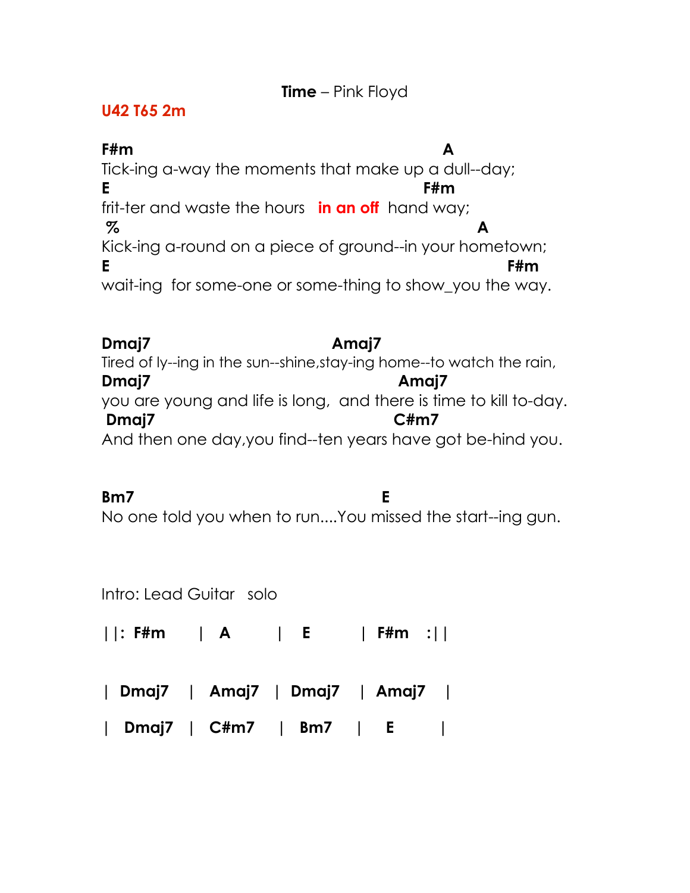**Time** – Pink Floyd

**U42 T65 2m**

```
F#m                                              A
Tick-ing a-way the moments that make up a dull--day;
E                                         F#m
frit-ter and waste the hours   in an off  hand way;
 %                                                 A
Kick-ing a-round on a piece of ground--in your hometown;
E                                                    F#m
wait-ing  for some-one or some-thing to show_you the way.


Dmaj7                          Amaj7
Tired of ly--ing in the sun--shine,stay-ing home--to watch the rain,
Dmaj7                                   Amaj7
you are young and life is long,  and there is time to kill to-day.
 Dmaj7                                C#m7
And then one day,you find--ten years have got be-hind you.


Bm7                                   E
No one told you when to run....You missed the start--ing gun.
```

Intro: Lead Guitar solo

||: **F#m** | **A** | **E** | **F#m** :||

| **Dmaj7** | **Amaj7** | **Dmaj7** | **Amaj7** |

| **Dmaj7** | **C#m7** | **Bm7** | **E** |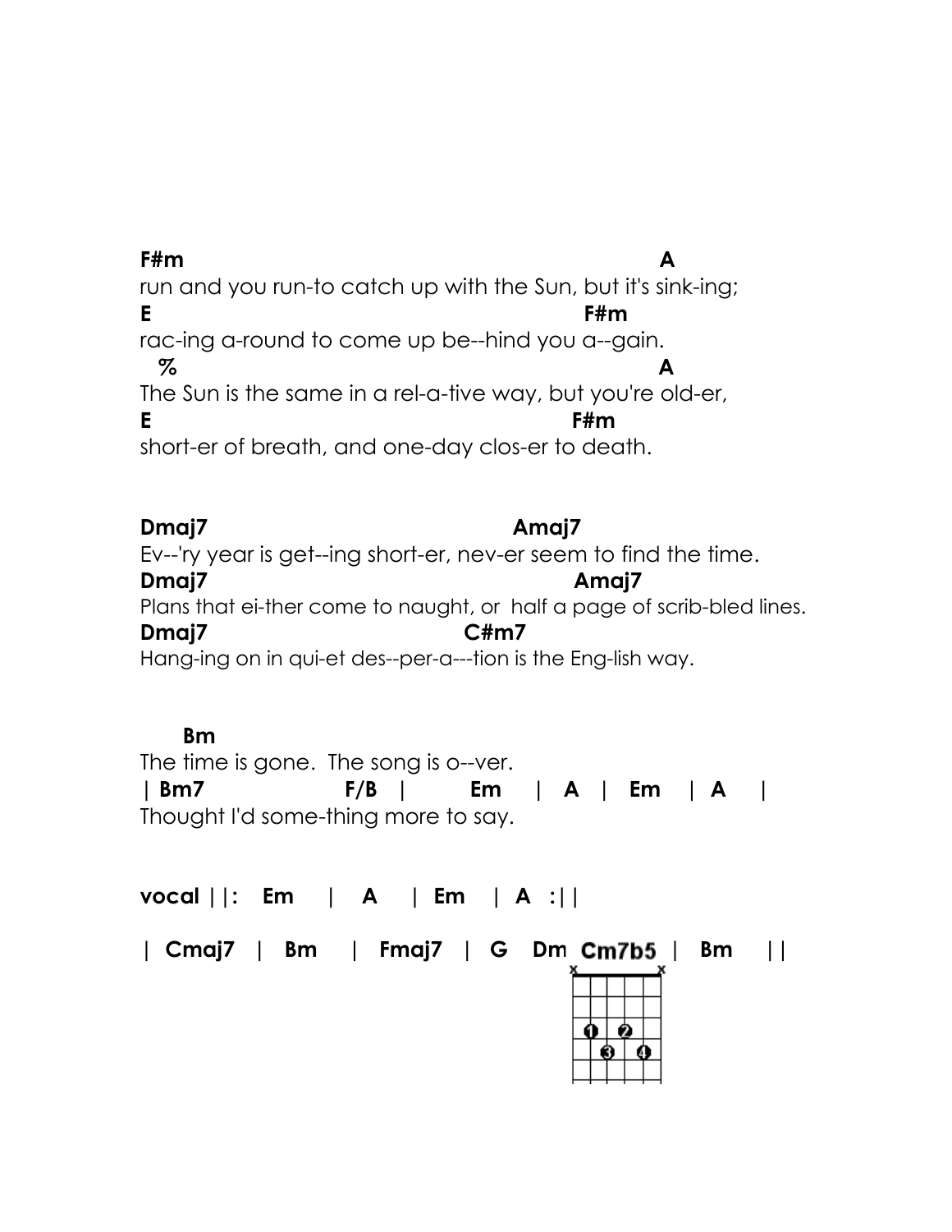```
F#m                                                    A
run and you run-to catch up with the Sun, but it's sink-ing;
E                                             F#m
rac-ing a-round to come up be--hind you a--gain.
  %                                                    A
The Sun is the same in a rel-a-tive way, but you're old-er,
E                                            F#m
short-er of breath, and one-day clos-er to death.


Dmaj7                                Amaj7
Ev--'ry year is get--ing short-er, nev-er seem to find the time.
Dmaj7                                       Amaj7
Plans that ei-ther come to naught, or  half a page of scrib-bled lines.
Dmaj7                         C#m7
Hang-ing on in qui-et des--per-a---tion is the Eng-lish way.


      Bm
The time is gone.  The song is o--ver.
| Bm7                F/B  |       Em    |  A  |  Em   |  A   |
Thought I'd some-thing more to say.


vocal ||:   Em    |   A    |  Em    |  A  :||

|  Cmaj7  |  Bm    |  Fmaj7  |  G   Dm  Cm7b5  |  Bm    ||
```